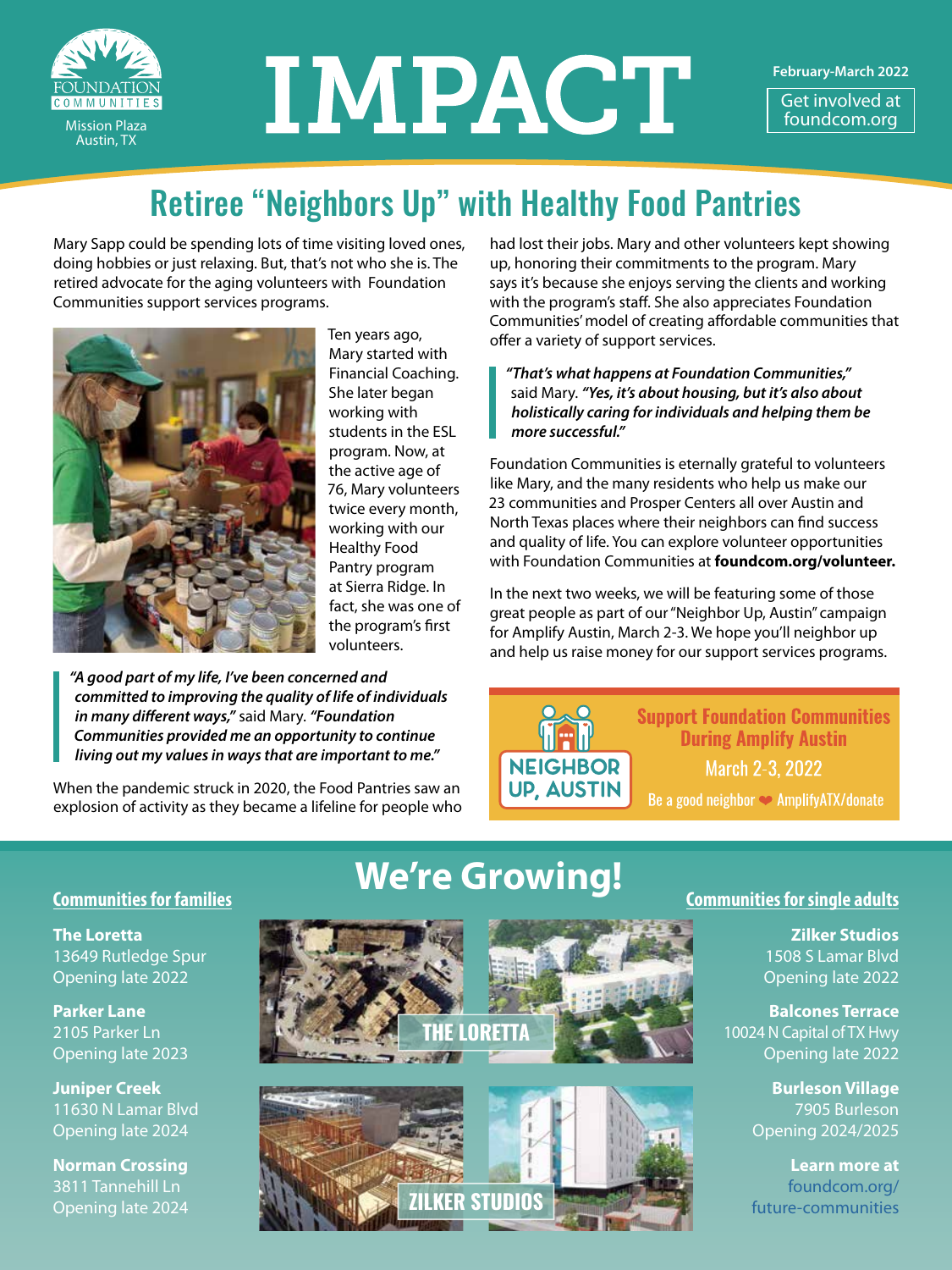FOUNDATION COMMUNITIES
Mission Plaza
Austin, TX

# IMPACT

February-March 2022

Get involved at foundcom.org

## Retiree "Neighbors Up" with Healthy Food Pantries

Mary Sapp could be spending lots of time visiting loved ones, doing hobbies or just relaxing. But, that's not who she is. The retired advocate for the aging volunteers with Foundation Communities support services programs.

Ten years ago, Mary started with Financial Coaching. She later began working with students in the ESL program. Now, at the active age of 76, Mary volunteers twice every month, working with our Healthy Food Pantry program at Sierra Ridge. In fact, she was one of the program's first volunteers.

> ***"A good part of my life, I've been concerned and committed to improving the quality of life of individuals in many different ways,"*** said Mary. ***"Foundation Communities provided me an opportunity to continue living out my values in ways that are important to me."***

When the pandemic struck in 2020, the Food Pantries saw an explosion of activity as they became a lifeline for people who had lost their jobs. Mary and other volunteers kept showing up, honoring their commitments to the program. Mary says it's because she enjoys serving the clients and working with the program's staff. She also appreciates Foundation Communities' model of creating affordable communities that offer a variety of support services.

> ***"That's what happens at Foundation Communities,"*** said Mary. ***"Yes, it's about housing, but it's also about holistically caring for individuals and helping them be more successful."***

Foundation Communities is eternally grateful to volunteers like Mary, and the many residents who help us make our 23 communities and Prosper Centers all over Austin and North Texas places where their neighbors can find success and quality of life. You can explore volunteer opportunities with Foundation Communities at **foundcom.org/volunteer.**

In the next two weeks, we will be featuring some of those great people as part of our "Neighbor Up, Austin" campaign for Amplify Austin, March 2-3. We hope you'll neighbor up and help us raise money for our support services programs.

**NEIGHBOR UP, AUSTIN**

**Support Foundation Communities During Amplify Austin**
March 2-3, 2022
Be a good neighbor ❤ AmplifyATX/donate

## We're Growing!

**Communities for families**

**The Loretta**
13649 Rutledge Spur
Opening late 2022

**Parker Lane**
2105 Parker Ln
Opening late 2023

**Juniper Creek**
11630 N Lamar Blvd
Opening late 2024

**Norman Crossing**
3811 Tannehill Ln
Opening late 2024

THE LORETTA

ZILKER STUDIOS

**Communities for single adults**

**Zilker Studios**
1508 S Lamar Blvd
Opening late 2022

**Balcones Terrace**
10024 N Capital of TX Hwy
Opening late 2022

**Burleson Village**
7905 Burleson
Opening 2024/2025

**Learn more at**
foundcom.org/future-communities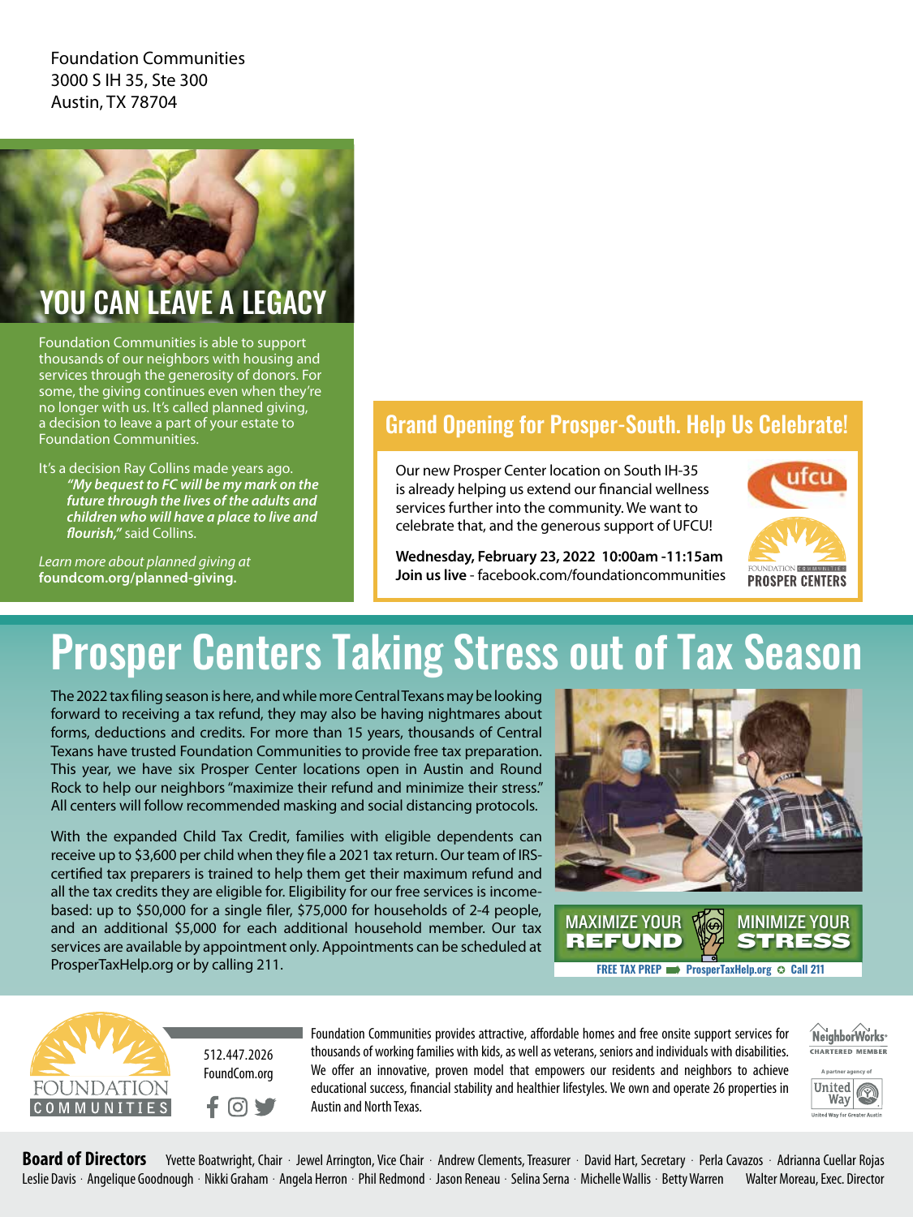Foundation Communities
3000 S IH 35, Ste 300
Austin, TX 78704

## YOU CAN LEAVE A LEGACY

Foundation Communities is able to support thousands of our neighbors with housing and services through the generosity of donors. For some, the giving continues even when they're no longer with us. It's called planned giving, a decision to leave a part of your estate to Foundation Communities.

It's a decision Ray Collins made years ago. ***"My bequest to FC will be my mark on the future through the lives of the adults and children who will have a place to live and flourish,"*** said Collins.

*Learn more about planned giving at* **foundcom.org/planned-giving.**

## Grand Opening for Prosper-South. Help Us Celebrate!

Our new Prosper Center location on South IH-35 is already helping us extend our financial wellness services further into the community. We want to celebrate that, and the generous support of UFCU!

**Wednesday, February 23, 2022 10:00am -11:15am**
**Join us live** - facebook.com/foundationcommunities

ufcu

FOUNDATION COMMUNITIES PROSPER CENTERS

# Prosper Centers Taking Stress out of Tax Season

The 2022 tax filing season is here, and while more Central Texans may be looking forward to receiving a tax refund, they may also be having nightmares about forms, deductions and credits. For more than 15 years, thousands of Central Texans have trusted Foundation Communities to provide free tax preparation. This year, we have six Prosper Center locations open in Austin and Round Rock to help our neighbors "maximize their refund and minimize their stress." All centers will follow recommended masking and social distancing protocols.

With the expanded Child Tax Credit, families with eligible dependents can receive up to $3,600 per child when they file a 2021 tax return. Our team of IRS-certified tax preparers is trained to help them get their maximum refund and all the tax credits they are eligible for. Eligibility for our free services is income-based: up to $50,000 for a single filer, $75,000 for households of 2-4 people, and an additional $5,000 for each additional household member. Our tax services are available by appointment only. Appointments can be scheduled at ProsperTaxHelp.org or by calling 211.

MAXIMIZE YOUR REFUND MINIMIZE YOUR STRESS
FREE TAX PREP ProsperTaxHelp.org Call 211

FOUNDATION COMMUNITIES

512.447.2026
FoundCom.org

Foundation Communities provides attractive, affordable homes and free onsite support services for thousands of working families with kids, as well as veterans, seniors and individuals with disabilities. We offer an innovative, proven model that empowers our residents and neighbors to achieve educational success, financial stability and healthier lifestyles. We own and operate 26 properties in Austin and North Texas.

NeighborWorks CHARTERED MEMBER

A partner agency of United Way — United Way for Greater Austin

**Board of Directors** Yvette Boatwright, Chair · Jewel Arrington, Vice Chair · Andrew Clements, Treasurer · David Hart, Secretary · Perla Cavazos · Adrianna Cuellar Rojas · Leslie Davis · Angelique Goodnough · Nikki Graham · Angela Herron · Phil Redmond · Jason Reneau · Selina Serna · Michelle Wallis · Betty Warren · Walter Moreau, Exec. Director